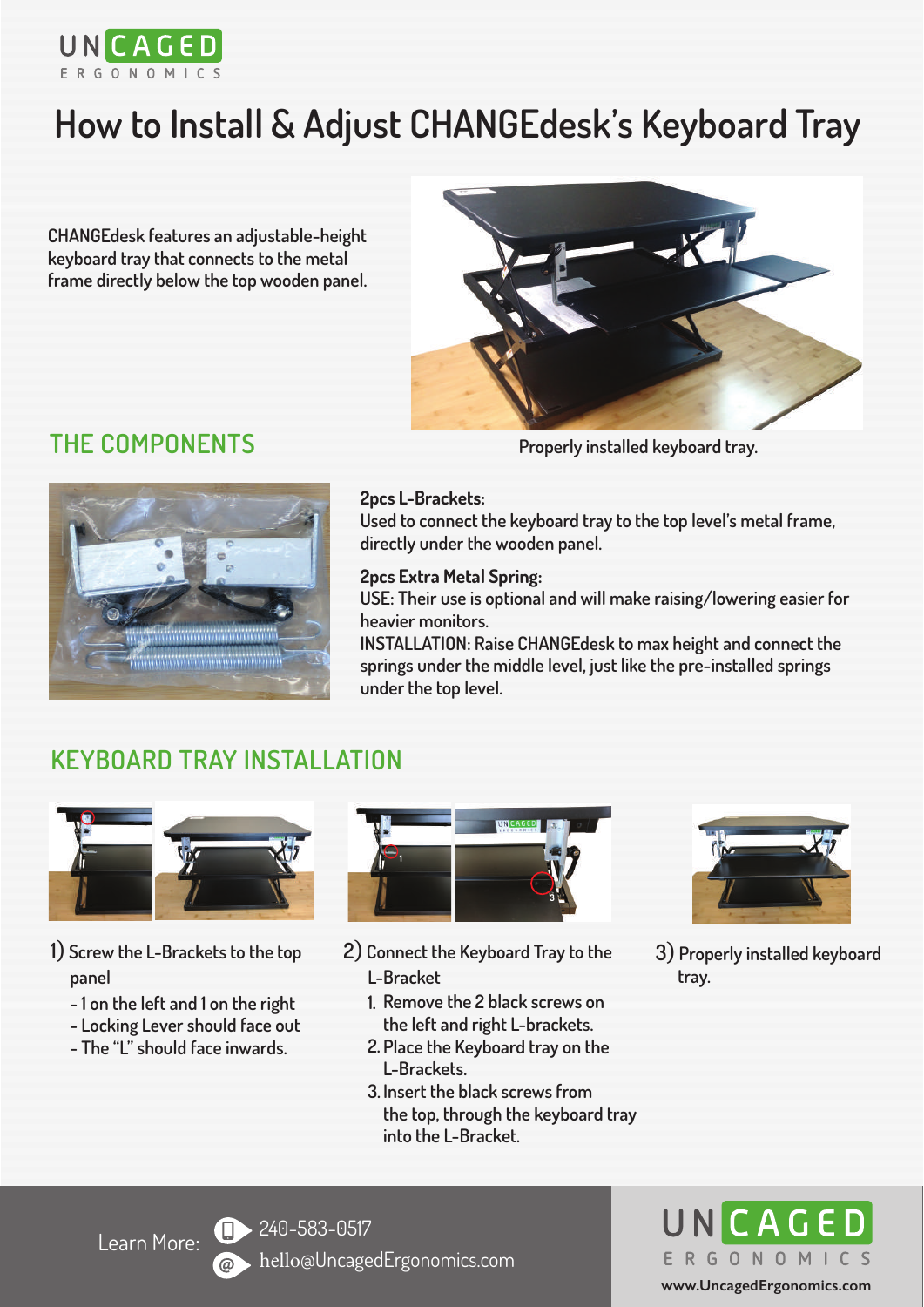UNCAGED ERGONOMICS

# How to Install & Adjust CHANGEdesk's Keyboard Tray

CHANGEdesk features an adjustable-height keyboard tray that connects to the metal frame directly below the top wooden panel.

Properly installed keyboard tray.

## THE COMPONENTS

**2pcs L-Brackets:**
Used to connect the keyboard tray to the top level's metal frame, directly under the wooden panel.

**2pcs Extra Metal Spring:**
USE: Their use is optional and will make raising/lowering easier for heavier monitors.
INSTALLATION: Raise CHANGEdesk to max height and connect the springs under the middle level, just like the pre-installed springs under the top level.

## KEYBOARD TRAY INSTALLATION

1) Screw the L-Brackets to the top panel
   - 1 on the left and 1 on the right
   - Locking Lever should face out
   - The "L" should face inwards.

2) Connect the Keyboard Tray to the L-Bracket
   1. Remove the 2 black screws on the left and right L-brackets.
   2. Place the Keyboard tray on the L-Brackets.
   3. Insert the black screws from the top, through the keyboard tray into the L-Bracket.

3) Properly installed keyboard tray.

Learn More: 240-583-0517
hello@UncagedErgonomics.com

UNCAGED ERGONOMICS
www.UncagedErgonomics.com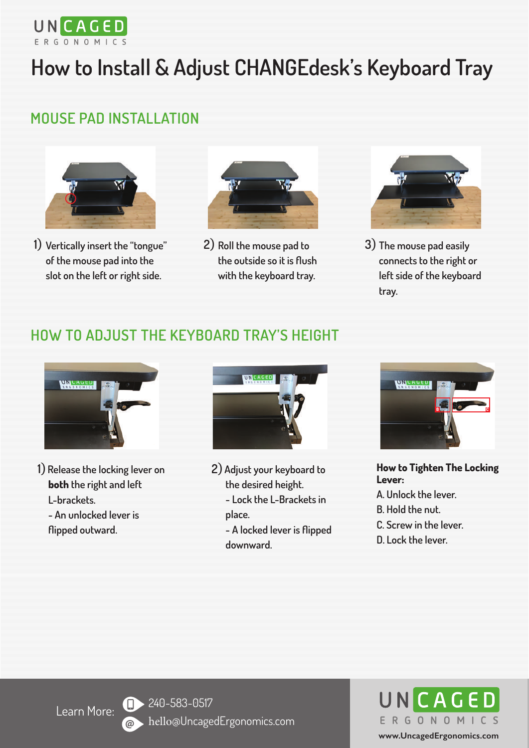UNCAGED ERGONOMICS

# How to Install & Adjust CHANGEdesk's Keyboard Tray

## MOUSE PAD INSTALLATION

1) Vertically insert the "tongue" of the mouse pad into the slot on the left or right side.

2) Roll the mouse pad to the outside so it is flush with the keyboard tray.

3) The mouse pad easily connects to the right or left side of the keyboard tray.

## HOW TO ADJUST THE KEYBOARD TRAY'S HEIGHT

1) Release the locking lever on **both** the right and left L-brackets.
- An unlocked lever is flipped outward.

2) Adjust your keyboard to the desired height.
- Lock the L-Brackets in place.
- A locked lever is flipped downward.

**How to Tighten The Locking Lever:**

A. Unlock the lever.
B. Hold the nut.
C. Screw in the lever.
D. Lock the lever.

Learn More: 240-583-0517 hello@UncagedErgonomics.com

UNCAGED ERGONOMICS www.UncagedErgonomics.com